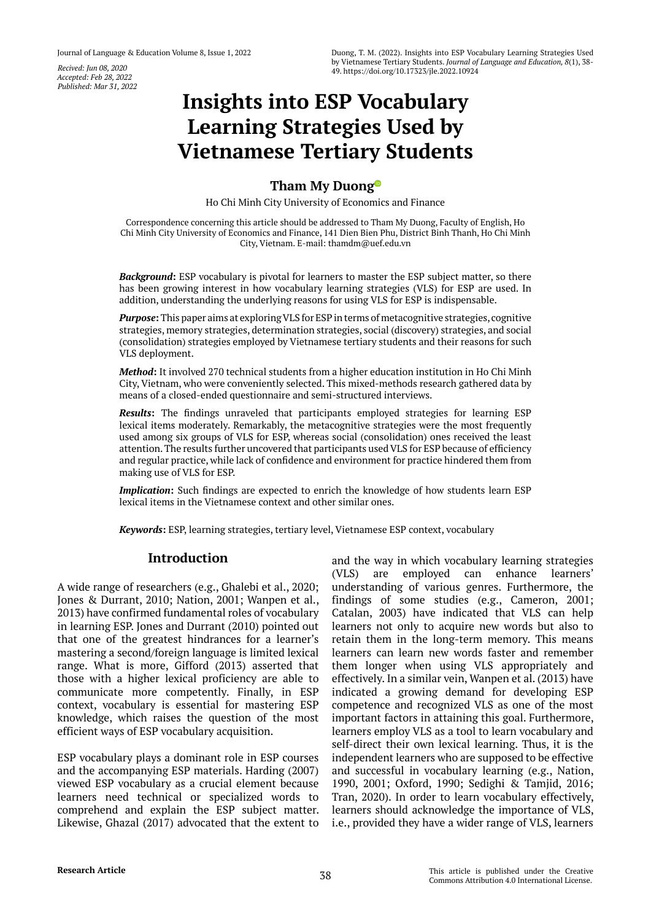Recived: Jun 08, 2020
Accepted: Feb 28, 2022
Published: Mar 31, 2022

Duong, T. M. (2022). Insights into ESP Vocabulary Learning Strategies Used by Vietnamese Tertiary Students. *Journal of Language and Education, 8*(1), 38-49. https://doi.org/10.17323/jle.2022.10924

# Insights into ESP Vocabulary Learning Strategies Used by Vietnamese Tertiary Students

**Tham My Duong**

Ho Chi Minh City University of Economics and Finance

Correspondence concerning this article should be addressed to Tham My Duong, Faculty of English, Ho Chi Minh City University of Economics and Finance, 141 Dien Bien Phu, District Binh Thanh, Ho Chi Minh City, Vietnam. E-mail: thamdm@uef.edu.vn

***Background*:** ESP vocabulary is pivotal for learners to master the ESP subject matter, so there has been growing interest in how vocabulary learning strategies (VLS) for ESP are used. In addition, understanding the underlying reasons for using VLS for ESP is indispensable.

***Purpose*:** This paper aims at exploring VLS for ESP in terms of metacognitive strategies, cognitive strategies, memory strategies, determination strategies, social (discovery) strategies, and social (consolidation) strategies employed by Vietnamese tertiary students and their reasons for such VLS deployment.

***Method*:** It involved 270 technical students from a higher education institution in Ho Chi Minh City, Vietnam, who were conveniently selected. This mixed-methods research gathered data by means of a closed-ended questionnaire and semi-structured interviews.

***Results*:** The findings unraveled that participants employed strategies for learning ESP lexical items moderately. Remarkably, the metacognitive strategies were the most frequently used among six groups of VLS for ESP, whereas social (consolidation) ones received the least attention. The results further uncovered that participants used VLS for ESP because of efficiency and regular practice, while lack of confidence and environment for practice hindered them from making use of VLS for ESP.

***Implication*:** Such findings are expected to enrich the knowledge of how students learn ESP lexical items in the Vietnamese context and other similar ones.

***Keywords*:** ESP, learning strategies, tertiary level, Vietnamese ESP context, vocabulary

## Introduction

A wide range of researchers (e.g., Ghalebi et al., 2020; Jones & Durrant, 2010; Nation, 2001; Wanpen et al., 2013) have confirmed fundamental roles of vocabulary in learning ESP. Jones and Durrant (2010) pointed out that one of the greatest hindrances for a learner's mastering a second/foreign language is limited lexical range. What is more, Gifford (2013) asserted that those with a higher lexical proficiency are able to communicate more competently. Finally, in ESP context, vocabulary is essential for mastering ESP knowledge, which raises the question of the most efficient ways of ESP vocabulary acquisition.

ESP vocabulary plays a dominant role in ESP courses and the accompanying ESP materials. Harding (2007) viewed ESP vocabulary as a crucial element because learners need technical or specialized words to comprehend and explain the ESP subject matter. Likewise, Ghazal (2017) advocated that the extent to and the way in which vocabulary learning strategies (VLS) are employed can enhance learners' understanding of various genres. Furthermore, the findings of some studies (e.g., Cameron, 2001; Catalan, 2003) have indicated that VLS can help learners not only to acquire new words but also to retain them in the long-term memory. This means learners can learn new words faster and remember them longer when using VLS appropriately and effectively. In a similar vein, Wanpen et al. (2013) have indicated a growing demand for developing ESP competence and recognized VLS as one of the most important factors in attaining this goal. Furthermore, learners employ VLS as a tool to learn vocabulary and self-direct their own lexical learning. Thus, it is the independent learners who are supposed to be effective and successful in vocabulary learning (e.g., Nation, 1990, 2001; Oxford, 1990; Sedighi & Tamjid, 2016; Tran, 2020). In order to learn vocabulary effectively, learners should acknowledge the importance of VLS, i.e., provided they have a wider range of VLS, learners

Research Article

This article is published under the Creative Commons Attribution 4.0 International License.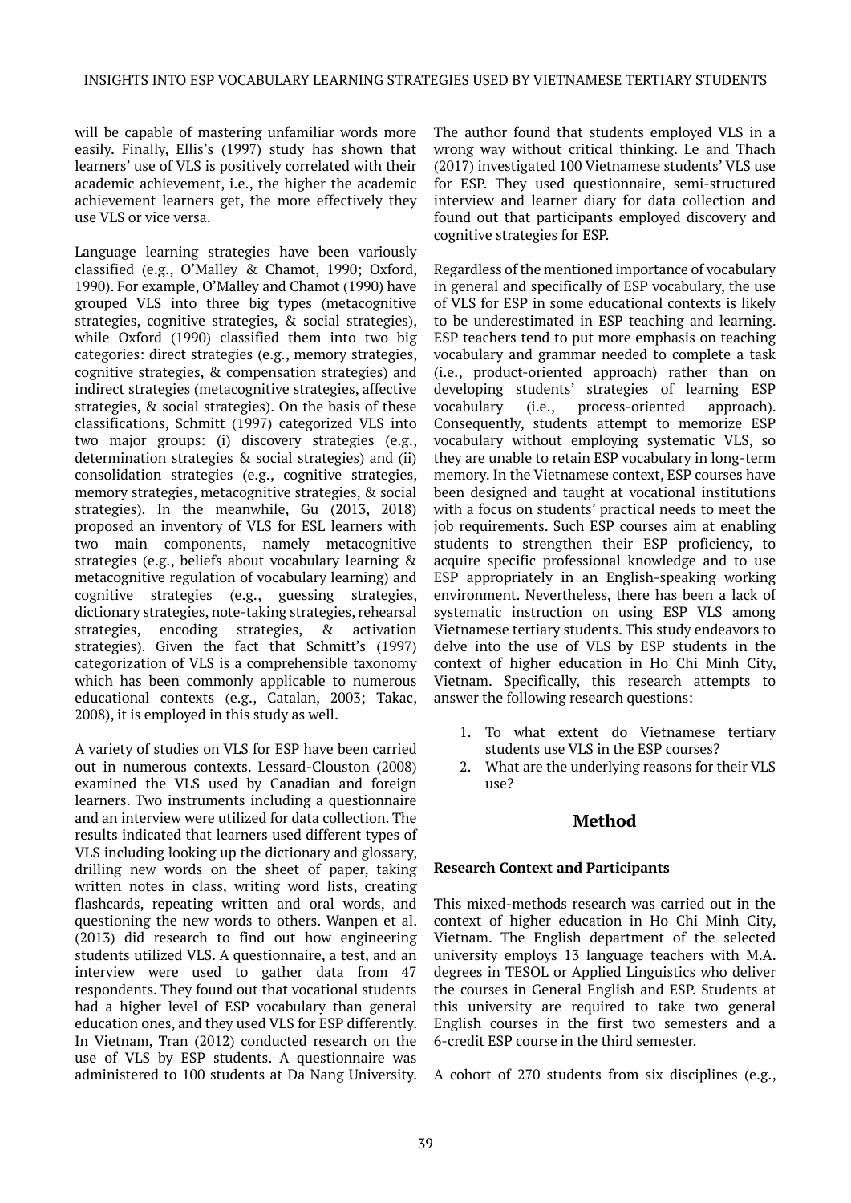will be capable of mastering unfamiliar words more easily. Finally, Ellis's (1997) study has shown that learners' use of VLS is positively correlated with their academic achievement, i.e., the higher the academic achievement learners get, the more effectively they use VLS or vice versa.

Language learning strategies have been variously classified (e.g., O'Malley & Chamot, 1990; Oxford, 1990). For example, O'Malley and Chamot (1990) have grouped VLS into three big types (metacognitive strategies, cognitive strategies, & social strategies), while Oxford (1990) classified them into two big categories: direct strategies (e.g., memory strategies, cognitive strategies, & compensation strategies) and indirect strategies (metacognitive strategies, affective strategies, & social strategies). On the basis of these classifications, Schmitt (1997) categorized VLS into two major groups: (i) discovery strategies (e.g., determination strategies & social strategies) and (ii) consolidation strategies (e.g., cognitive strategies, memory strategies, metacognitive strategies, & social strategies). In the meanwhile, Gu (2013, 2018) proposed an inventory of VLS for ESL learners with two main components, namely metacognitive strategies (e.g., beliefs about vocabulary learning & metacognitive regulation of vocabulary learning) and cognitive strategies (e.g., guessing strategies, dictionary strategies, note-taking strategies, rehearsal strategies, encoding strategies, & activation strategies). Given the fact that Schmitt's (1997) categorization of VLS is a comprehensible taxonomy which has been commonly applicable to numerous educational contexts (e.g., Catalan, 2003; Takac, 2008), it is employed in this study as well.

A variety of studies on VLS for ESP have been carried out in numerous contexts. Lessard-Clouston (2008) examined the VLS used by Canadian and foreign learners. Two instruments including a questionnaire and an interview were utilized for data collection. The results indicated that learners used different types of VLS including looking up the dictionary and glossary, drilling new words on the sheet of paper, taking written notes in class, writing word lists, creating flashcards, repeating written and oral words, and questioning the new words to others. Wanpen et al. (2013) did research to find out how engineering students utilized VLS. A questionnaire, a test, and an interview were used to gather data from 47 respondents. They found out that vocational students had a higher level of ESP vocabulary than general education ones, and they used VLS for ESP differently. In Vietnam, Tran (2012) conducted research on the use of VLS by ESP students. A questionnaire was administered to 100 students at Da Nang University. The author found that students employed VLS in a wrong way without critical thinking. Le and Thach (2017) investigated 100 Vietnamese students' VLS use for ESP. They used questionnaire, semi-structured interview and learner diary for data collection and found out that participants employed discovery and cognitive strategies for ESP.

Regardless of the mentioned importance of vocabulary in general and specifically of ESP vocabulary, the use of VLS for ESP in some educational contexts is likely to be underestimated in ESP teaching and learning. ESP teachers tend to put more emphasis on teaching vocabulary and grammar needed to complete a task (i.e., product-oriented approach) rather than on developing students' strategies of learning ESP vocabulary (i.e., process-oriented approach). Consequently, students attempt to memorize ESP vocabulary without employing systematic VLS, so they are unable to retain ESP vocabulary in long-term memory. In the Vietnamese context, ESP courses have been designed and taught at vocational institutions with a focus on students' practical needs to meet the job requirements. Such ESP courses aim at enabling students to strengthen their ESP proficiency, to acquire specific professional knowledge and to use ESP appropriately in an English-speaking working environment. Nevertheless, there has been a lack of systematic instruction on using ESP VLS among Vietnamese tertiary students. This study endeavors to delve into the use of VLS by ESP students in the context of higher education in Ho Chi Minh City, Vietnam. Specifically, this research attempts to answer the following research questions:

1. To what extent do Vietnamese tertiary students use VLS in the ESP courses?
2. What are the underlying reasons for their VLS use?

## Method

### Research Context and Participants

This mixed-methods research was carried out in the context of higher education in Ho Chi Minh City, Vietnam. The English department of the selected university employs 13 language teachers with M.A. degrees in TESOL or Applied Linguistics who deliver the courses in General English and ESP. Students at this university are required to take two general English courses in the first two semesters and a 6-credit ESP course in the third semester.

A cohort of 270 students from six disciplines (e.g.,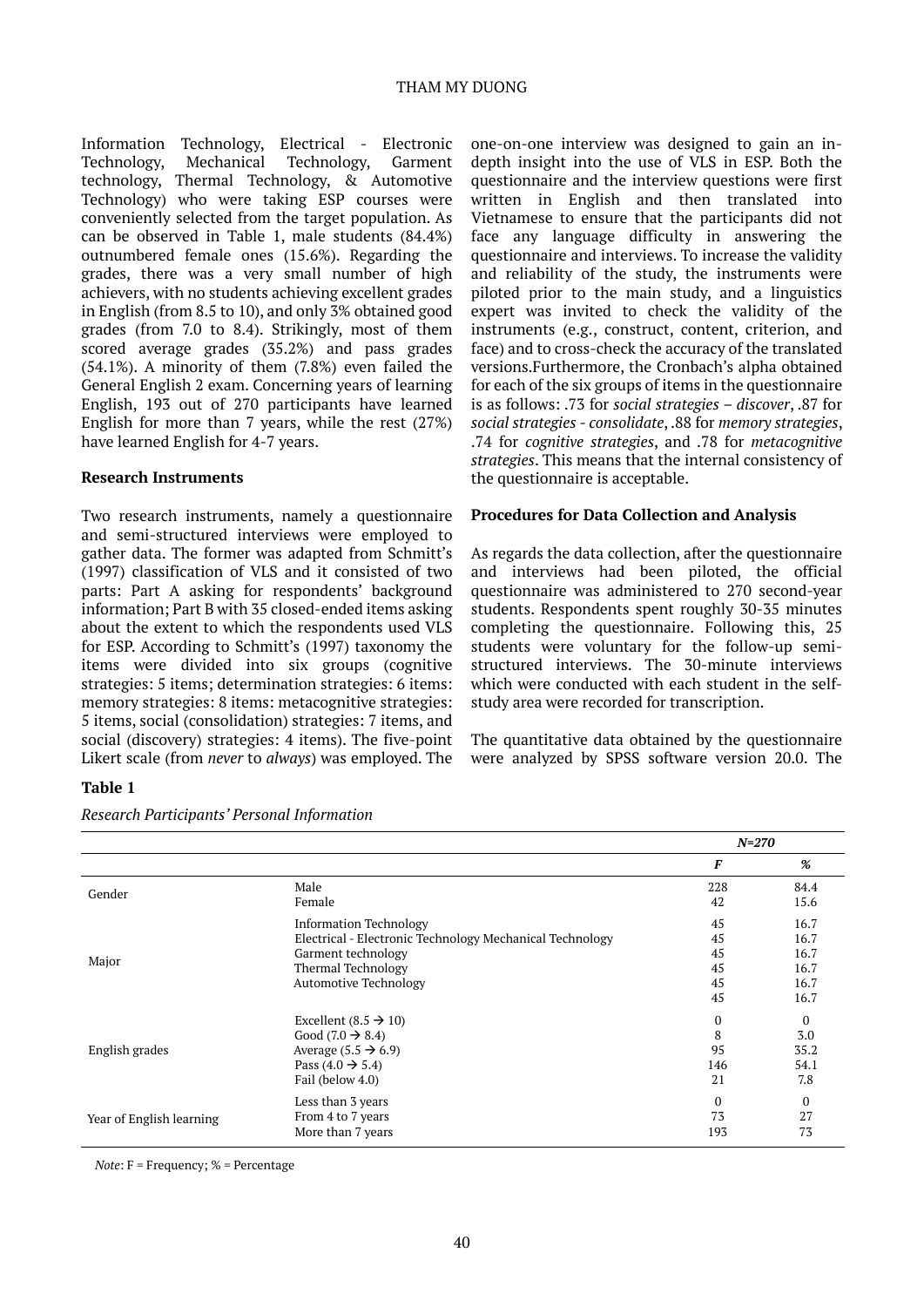Information Technology, Electrical - Electronic Technology, Mechanical Technology, Garment technology, Thermal Technology, & Automotive Technology) who were taking ESP courses were conveniently selected from the target population. As can be observed in Table 1, male students (84.4%) outnumbered female ones (15.6%). Regarding the grades, there was a very small number of high achievers, with no students achieving excellent grades in English (from 8.5 to 10), and only 3% obtained good grades (from 7.0 to 8.4). Strikingly, most of them scored average grades (35.2%) and pass grades (54.1%). A minority of them (7.8%) even failed the General English 2 exam. Concerning years of learning English, 193 out of 270 participants have learned English for more than 7 years, while the rest (27%) have learned English for 4-7 years.

**Research Instruments**

Two research instruments, namely a questionnaire and semi-structured interviews were employed to gather data. The former was adapted from Schmitt's (1997) classification of VLS and it consisted of two parts: Part A asking for respondents' background information; Part B with 35 closed-ended items asking about the extent to which the respondents used VLS for ESP. According to Schmitt's (1997) taxonomy the items were divided into six groups (cognitive strategies: 5 items; determination strategies: 6 items: memory strategies: 8 items: metacognitive strategies: 5 items, social (consolidation) strategies: 7 items, and social (discovery) strategies: 4 items). The five-point Likert scale (from *never* to *always*) was employed. The one-on-one interview was designed to gain an in-depth insight into the use of VLS in ESP. Both the questionnaire and the interview questions were first written in English and then translated into Vietnamese to ensure that the participants did not face any language difficulty in answering the questionnaire and interviews. To increase the validity and reliability of the study, the instruments were piloted prior to the main study, and a linguistics expert was invited to check the validity of the instruments (e.g., construct, content, criterion, and face) and to cross-check the accuracy of the translated versions.Furthermore, the Cronbach's alpha obtained for each of the six groups of items in the questionnaire is as follows: .73 for *social strategies – discover*, .87 for *social strategies - consolidate*, .88 for *memory strategies*, .74 for *cognitive strategies*, and .78 for *metacognitive strategies*. This means that the internal consistency of the questionnaire is acceptable.

**Procedures for Data Collection and Analysis**

As regards the data collection, after the questionnaire and interviews had been piloted, the official questionnaire was administered to 270 second-year students. Respondents spent roughly 30-35 minutes completing the questionnaire. Following this, 25 students were voluntary for the follow-up semi-structured interviews. The 30-minute interviews which were conducted with each student in the self-study area were recorded for transcription.

The quantitative data obtained by the questionnaire were analyzed by SPSS software version 20.0. The

**Table 1**

*Research Participants' Personal Information*

| | | *N=270* | |
|---|---|---|---|
| | | ***F*** | ***%*** |
| Gender | Male<br>Female | 228<br>42 | 84.4<br>15.6 |
| Major | Information Technology<br>Electrical - Electronic Technology Mechanical Technology<br>Garment technology<br>Thermal Technology<br>Automotive Technology | 45<br>45<br>45<br>45<br>45<br>45 | 16.7<br>16.7<br>16.7<br>16.7<br>16.7<br>16.7 |
| English grades | Excellent (8.5 → 10)<br>Good (7.0 → 8.4)<br>Average (5.5 → 6.9)<br>Pass (4.0 → 5.4)<br>Fail (below 4.0) | 0<br>8<br>95<br>146<br>21 | 0<br>3.0<br>35.2<br>54.1<br>7.8 |
| Year of English learning | Less than 3 years<br>From 4 to 7 years<br>More than 7 years | 0<br>73<br>193 | 0<br>27<br>73 |

*Note*: F = Frequency; % = Percentage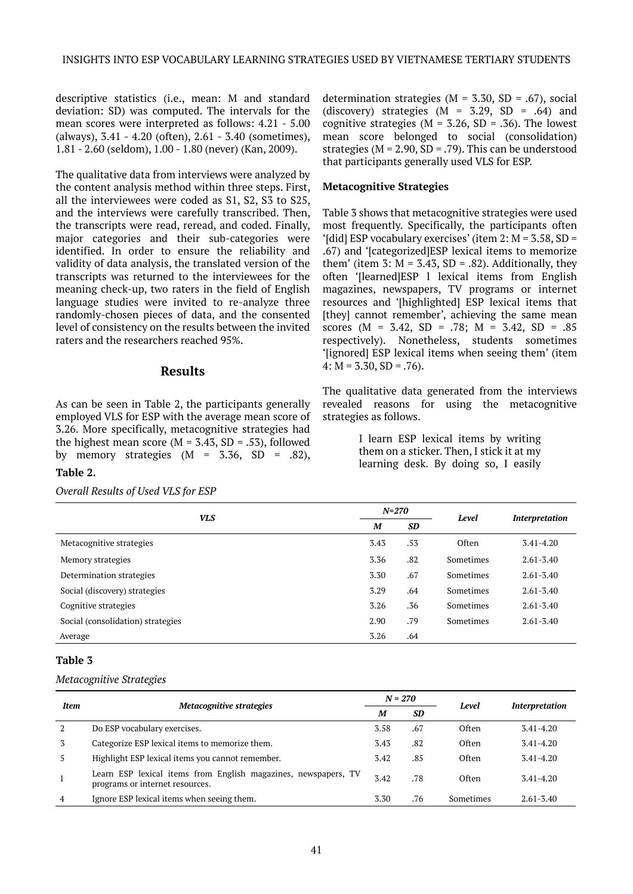descriptive statistics (i.e., mean: M and standard deviation: SD) was computed. The intervals for the mean scores were interpreted as follows: 4.21 - 5.00 (always), 3.41 - 4.20 (often), 2.61 - 3.40 (sometimes), 1.81 - 2.60 (seldom), 1.00 - 1.80 (never) (Kan, 2009).

The qualitative data from interviews were analyzed by the content analysis method within three steps. First, all the interviewees were coded as S1, S2, S3 to S25, and the interviews were carefully transcribed. Then, the transcripts were read, reread, and coded. Finally, major categories and their sub-categories were identified. In order to ensure the reliability and validity of data analysis, the translated version of the transcripts was returned to the interviewees for the meaning check-up, two raters in the field of English language studies were invited to re-analyze three randomly-chosen pieces of data, and the consented level of consistency on the results between the invited raters and the researchers reached 95%.

## Results

As can be seen in Table 2, the participants generally employed VLS for ESP with the average mean score of 3.26. More specifically, metacognitive strategies had the highest mean score (M = 3.43, SD = .53), followed by memory strategies (M = 3.36, SD = .82), determination strategies (M = 3.30, SD = .67), social (discovery) strategies (M = 3.29, SD = .64) and cognitive strategies (M = 3.26, SD = .36). The lowest mean score belonged to social (consolidation) strategies (M = 2.90, SD = .79). This can be understood that participants generally used VLS for ESP.

**Table 2.**

*Overall Results of Used VLS for ESP*

| VLS | N=270 | | Level | Interpretation |
|---|---|---|---|---|
| | M | SD | | |
| Metacognitive strategies | 3.43 | .53 | Often | 3.41-4.20 |
| Memory strategies | 3.36 | .82 | Sometimes | 2.61-3.40 |
| Determination strategies | 3.30 | .67 | Sometimes | 2.61-3.40 |
| Social (discovery) strategies | 3.29 | .64 | Sometimes | 2.61-3.40 |
| Cognitive strategies | 3.26 | .36 | Sometimes | 2.61-3.40 |
| Social (consolidation) strategies | 2.90 | .79 | Sometimes | 2.61-3.40 |
| Average | 3.26 | .64 | | |

### Metacognitive Strategies

Table 3 shows that metacognitive strategies were used most frequently. Specifically, the participants often '[did] ESP vocabulary exercises' (item 2: M = 3.58, SD = .67) and '[categorized]ESP lexical items to memorize them' (item 3: M = 3.43, SD = .82). Additionally, they often '[learned]ESP l lexical items from English magazines, newspapers, TV programs or internet resources and '[highlighted] ESP lexical items that [they] cannot remember', achieving the same mean scores (M = 3.42, SD = .78; M = 3.42, SD = .85 respectively). Nonetheless, students sometimes '[ignored] ESP lexical items when seeing them' (item 4: M = 3.30, SD = .76).

The qualitative data generated from the interviews revealed reasons for using the metacognitive strategies as follows.

> I learn ESP lexical items by writing them on a sticker. Then, I stick it at my learning desk. By doing so, I easily

**Table 3**

*Metacognitive Strategies*

| Item | Metacognitive strategies | N = 270 | | Level | Interpretation |
|---|---|---|---|---|---|
| | | M | SD | | |
| 2 | Do ESP vocabulary exercises. | 3.58 | .67 | Often | 3.41-4.20 |
| 3 | Categorize ESP lexical items to memorize them. | 3.43 | .82 | Often | 3.41-4.20 |
| 5 | Highlight ESP lexical items you cannot remember. | 3.42 | .85 | Often | 3.41-4.20 |
| 1 | Learn ESP lexical items from English magazines, newspapers, TV programs or internet resources. | 3.42 | .78 | Often | 3.41-4.20 |
| 4 | Ignore ESP lexical items when seeing them. | 3.30 | .76 | Sometimes | 2.61-3.40 |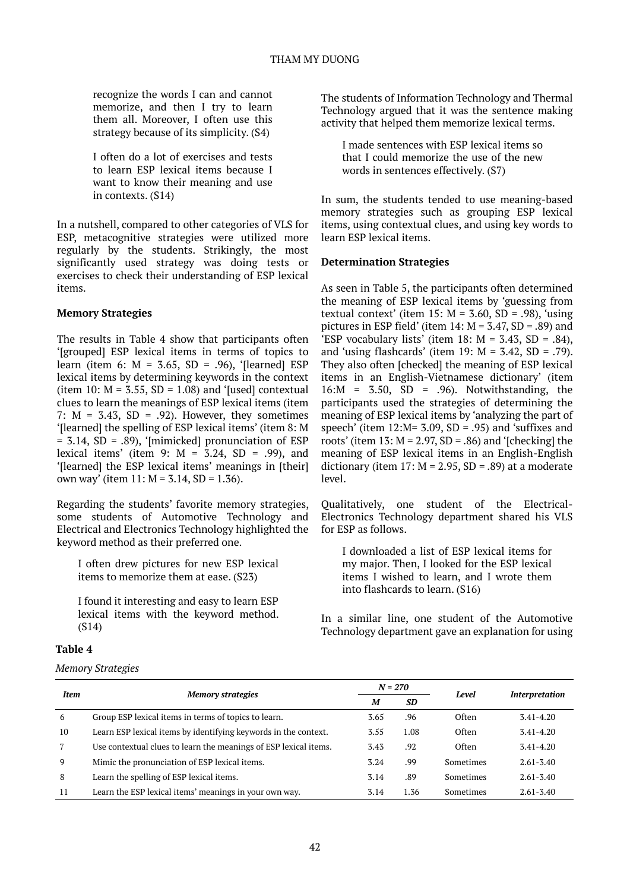> recognize the words I can and cannot memorize, and then I try to learn them all. Moreover, I often use this strategy because of its simplicity. (S4)

> I often do a lot of exercises and tests to learn ESP lexical items because I want to know their meaning and use in contexts. (S14)

In a nutshell, compared to other categories of VLS for ESP, metacognitive strategies were utilized more regularly by the students. Strikingly, the most significantly used strategy was doing tests or exercises to check their understanding of ESP lexical items.

**Memory Strategies**

The results in Table 4 show that participants often '[grouped] ESP lexical items in terms of topics to learn (item 6: M = 3.65, SD = .96), '[learned] ESP lexical items by determining keywords in the context (item 10: M = 3.55, SD = 1.08) and '[used] contextual clues to learn the meanings of ESP lexical items (item 7: M = 3.43, SD = .92). However, they sometimes '[learned] the spelling of ESP lexical items' (item 8: M = 3.14, SD = .89), '[mimicked] pronunciation of ESP lexical items' (item 9: M = 3.24, SD = .99), and '[learned] the ESP lexical items' meanings in [their] own way' (item 11: M = 3.14, SD = 1.36).

Regarding the students' favorite memory strategies, some students of Automotive Technology and Electrical and Electronics Technology highlighted the keyword method as their preferred one.

> I often drew pictures for new ESP lexical items to memorize them at ease. (S23)

> I found it interesting and easy to learn ESP lexical items with the keyword method. (S14)

The students of Information Technology and Thermal Technology argued that it was the sentence making activity that helped them memorize lexical terms.

> I made sentences with ESP lexical items so that I could memorize the use of the new words in sentences effectively. (S7)

In sum, the students tended to use meaning-based memory strategies such as grouping ESP lexical items, using contextual clues, and using key words to learn ESP lexical items.

**Determination Strategies**

As seen in Table 5, the participants often determined the meaning of ESP lexical items by 'guessing from textual context' (item 15: M = 3.60, SD = .98), 'using pictures in ESP field' (item 14: M = 3.47, SD = .89) and 'ESP vocabulary lists' (item 18: M = 3.43, SD = .84), and 'using flashcards' (item 19: M = 3.42, SD = .79). They also often [checked] the meaning of ESP lexical items in an English-Vietnamese dictionary' (item 16:M = 3.50, SD = .96). Notwithstanding, the participants used the strategies of determining the meaning of ESP lexical items by 'analyzing the part of speech' (item 12:M= 3.09, SD = .95) and 'suffixes and roots' (item 13: M = 2.97, SD = .86) and '[checking] the meaning of ESP lexical items in an English-English dictionary (item 17: M = 2.95, SD = .89) at a moderate level.

Qualitatively, one student of the Electrical-Electronics Technology department shared his VLS for ESP as follows.

> I downloaded a list of ESP lexical items for my major. Then, I looked for the ESP lexical items I wished to learn, and I wrote them into flashcards to learn. (S16)

In a similar line, one student of the Automotive Technology department gave an explanation for using

**Table 4**

*Memory Strategies*

| *Item* | *Memory strategies* | *N = 270* | | *Level* | *Interpretation* |
|---|---|---|---|---|---|
| | | ***M*** | ***SD*** | | |
| 6 | Group ESP lexical items in terms of topics to learn. | 3.65 | .96 | Often | 3.41-4.20 |
| 10 | Learn ESP lexical items by identifying keywords in the context. | 3.55 | 1.08 | Often | 3.41-4.20 |
| 7 | Use contextual clues to learn the meanings of ESP lexical items. | 3.43 | .92 | Often | 3.41-4.20 |
| 9 | Mimic the pronunciation of ESP lexical items. | 3.24 | .99 | Sometimes | 2.61-3.40 |
| 8 | Learn the spelling of ESP lexical items. | 3.14 | .89 | Sometimes | 2.61-3.40 |
| 11 | Learn the ESP lexical items' meanings in your own way. | 3.14 | 1.36 | Sometimes | 2.61-3.40 |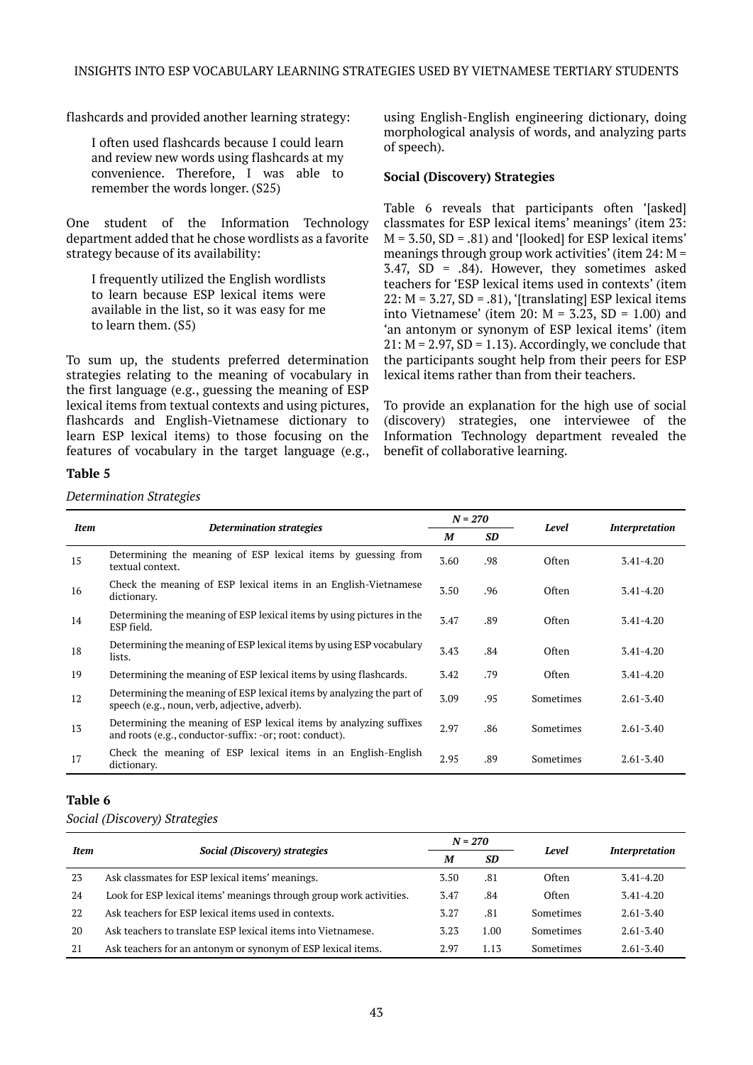flashcards and provided another learning strategy:

> I often used flashcards because I could learn and review new words using flashcards at my convenience. Therefore, I was able to remember the words longer. (S25)

One student of the Information Technology department added that he chose wordlists as a favorite strategy because of its availability:

> I frequently utilized the English wordlists to learn because ESP lexical items were available in the list, so it was easy for me to learn them. (S5)

To sum up, the students preferred determination strategies relating to the meaning of vocabulary in the first language (e.g., guessing the meaning of ESP lexical items from textual contexts and using pictures, flashcards and English-Vietnamese dictionary to learn ESP lexical items) to those focusing on the features of vocabulary in the target language (e.g., using English-English engineering dictionary, doing morphological analysis of words, and analyzing parts of speech).

**Table 5**

*Determination Strategies*

| *Item* | *Determination strategies* | *N = 270* | | *Level* | *Interpretation* |
|---|---|---|---|---|---|
| | | *M* | *SD* | | |
| 15 | Determining the meaning of ESP lexical items by guessing from textual context. | 3.60 | .98 | Often | 3.41-4.20 |
| 16 | Check the meaning of ESP lexical items in an English-Vietnamese dictionary. | 3.50 | .96 | Often | 3.41-4.20 |
| 14 | Determining the meaning of ESP lexical items by using pictures in the ESP field. | 3.47 | .89 | Often | 3.41-4.20 |
| 18 | Determining the meaning of ESP lexical items by using ESP vocabulary lists. | 3.43 | .84 | Often | 3.41-4.20 |
| 19 | Determining the meaning of ESP lexical items by using flashcards. | 3.42 | .79 | Often | 3.41-4.20 |
| 12 | Determining the meaning of ESP lexical items by analyzing the part of speech (e.g., noun, verb, adjective, adverb). | 3.09 | .95 | Sometimes | 2.61-3.40 |
| 13 | Determining the meaning of ESP lexical items by analyzing suffixes and roots (e.g., conductor-suffix: -or; root: conduct). | 2.97 | .86 | Sometimes | 2.61-3.40 |
| 17 | Check the meaning of ESP lexical items in an English-English dictionary. | 2.95 | .89 | Sometimes | 2.61-3.40 |

### Social (Discovery) Strategies

Table 6 reveals that participants often '[asked] classmates for ESP lexical items' meanings' (item 23: M = 3.50, SD = .81) and '[looked] for ESP lexical items' meanings through group work activities' (item 24: M = 3.47, SD = .84). However, they sometimes asked teachers for 'ESP lexical items used in contexts' (item 22: M = 3.27, SD = .81), '[translating] ESP lexical items into Vietnamese' (item 20: M = 3.23, SD = 1.00) and 'an antonym or synonym of ESP lexical items' (item 21: M = 2.97, SD = 1.13). Accordingly, we conclude that the participants sought help from their peers for ESP lexical items rather than from their teachers.

To provide an explanation for the high use of social (discovery) strategies, one interviewee of the Information Technology department revealed the benefit of collaborative learning.

**Table 6**

*Social (Discovery) Strategies*

| *Item* | *Social (Discovery) strategies* | *N = 270* | | *Level* | *Interpretation* |
|---|---|---|---|---|---|
| | | *M* | *SD* | | |
| 23 | Ask classmates for ESP lexical items' meanings. | 3.50 | .81 | Often | 3.41-4.20 |
| 24 | Look for ESP lexical items' meanings through group work activities. | 3.47 | .84 | Often | 3.41-4.20 |
| 22 | Ask teachers for ESP lexical items used in contexts. | 3.27 | .81 | Sometimes | 2.61-3.40 |
| 20 | Ask teachers to translate ESP lexical items into Vietnamese. | 3.23 | 1.00 | Sometimes | 2.61-3.40 |
| 21 | Ask teachers for an antonym or synonym of ESP lexical items. | 2.97 | 1.13 | Sometimes | 2.61-3.40 |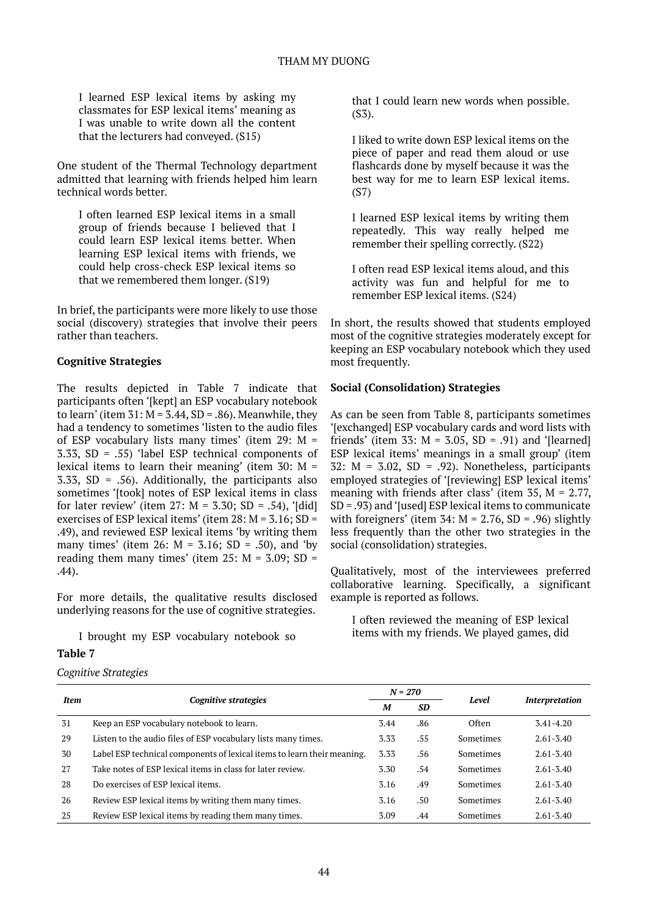> I learned ESP lexical items by asking my classmates for ESP lexical items' meaning as I was unable to write down all the content that the lecturers had conveyed. (S15)

One student of the Thermal Technology department admitted that learning with friends helped him learn technical words better.

> I often learned ESP lexical items in a small group of friends because I believed that I could learn ESP lexical items better. When learning ESP lexical items with friends, we could help cross-check ESP lexical items so that we remembered them longer. (S19)

In brief, the participants were more likely to use those social (discovery) strategies that involve their peers rather than teachers.

**Cognitive Strategies**

The results depicted in Table 7 indicate that participants often '[kept] an ESP vocabulary notebook to learn' (item 31: M = 3.44, SD = .86). Meanwhile, they had a tendency to sometimes 'listen to the audio files of ESP vocabulary lists many times' (item 29: M = 3.33, SD = .55) 'label ESP technical components of lexical items to learn their meaning' (item 30: M = 3.33, SD = .56). Additionally, the participants also sometimes '[took] notes of ESP lexical items in class for later review' (item 27: M = 3.30; SD = .54), '[did] exercises of ESP lexical items' (item 28: M = 3.16; SD = .49), and reviewed ESP lexical items 'by writing them many times' (item 26: M = 3.16; SD = .50), and 'by reading them many times' (item 25: M = 3.09; SD = .44).

For more details, the qualitative results disclosed underlying reasons for the use of cognitive strategies.

> I brought my ESP vocabulary notebook so that I could learn new words when possible. (S3).

> I liked to write down ESP lexical items on the piece of paper and read them aloud or use flashcards done by myself because it was the best way for me to learn ESP lexical items. (S7)

> I learned ESP lexical items by writing them repeatedly. This way really helped me remember their spelling correctly. (S22)

> I often read ESP lexical items aloud, and this activity was fun and helpful for me to remember ESP lexical items. (S24)

In short, the results showed that students employed most of the cognitive strategies moderately except for keeping an ESP vocabulary notebook which they used most frequently.

**Social (Consolidation) Strategies**

As can be seen from Table 8, participants sometimes '[exchanged] ESP vocabulary cards and word lists with friends' (item 33: M = 3.05, SD = .91) and '[learned] ESP lexical items' meanings in a small group' (item 32: M = 3.02, SD = .92). Nonetheless, participants employed strategies of '[reviewing] ESP lexical items' meaning with friends after class' (item 35, M = 2.77, SD = .93) and '[used] ESP lexical items to communicate with foreigners' (item 34: M = 2.76, SD = .96) slightly less frequently than the other two strategies in the social (consolidation) strategies.

Qualitatively, most of the interviewees preferred collaborative learning. Specifically, a significant example is reported as follows.

> I often reviewed the meaning of ESP lexical items with my friends. We played games, did

**Table 7**

*Cognitive Strategies*

| *Item* | *Cognitive strategies* | *N = 270* | | *Level* | *Interpretation* |
|---|---|---|---|---|---|
| | | *M* | *SD* | | |
| 31 | Keep an ESP vocabulary notebook to learn. | 3.44 | .86 | Often | 3.41-4.20 |
| 29 | Listen to the audio files of ESP vocabulary lists many times. | 3.33 | .55 | Sometimes | 2.61-3.40 |
| 30 | Label ESP technical components of lexical items to learn their meaning. | 3.33 | .56 | Sometimes | 2.61-3.40 |
| 27 | Take notes of ESP lexical items in class for later review. | 3.30 | .54 | Sometimes | 2.61-3.40 |
| 28 | Do exercises of ESP lexical items. | 3.16 | .49 | Sometimes | 2.61-3.40 |
| 26 | Review ESP lexical items by writing them many times. | 3.16 | .50 | Sometimes | 2.61-3.40 |
| 25 | Review ESP lexical items by reading them many times. | 3.09 | .44 | Sometimes | 2.61-3.40 |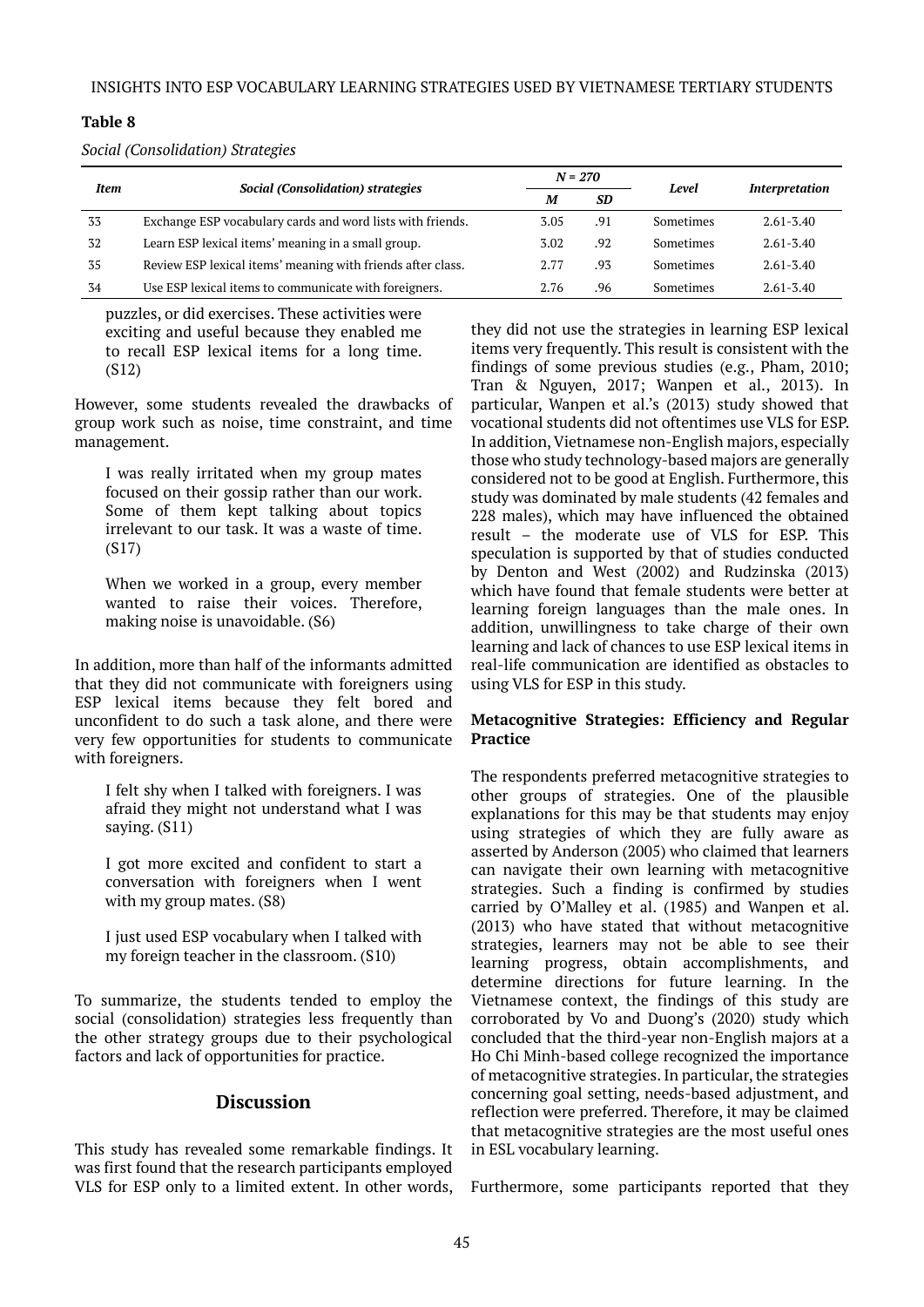**Table 8**

*Social (Consolidation) Strategies*

| Item | Social (Consolidation) strategies | N = 270 | | Level | Interpretation |
|---|---|---|---|---|---|
| | | M | SD | | |
| 33 | Exchange ESP vocabulary cards and word lists with friends. | 3.05 | .91 | Sometimes | 2.61-3.40 |
| 32 | Learn ESP lexical items' meaning in a small group. | 3.02 | .92 | Sometimes | 2.61-3.40 |
| 35 | Review ESP lexical items' meaning with friends after class. | 2.77 | .93 | Sometimes | 2.61-3.40 |
| 34 | Use ESP lexical items to communicate with foreigners. | 2.76 | .96 | Sometimes | 2.61-3.40 |

> puzzles, or did exercises. These activities were exciting and useful because they enabled me to recall ESP lexical items for a long time. (S12)

However, some students revealed the drawbacks of group work such as noise, time constraint, and time management.

> I was really irritated when my group mates focused on their gossip rather than our work. Some of them kept talking about topics irrelevant to our task. It was a waste of time. (S17)

> When we worked in a group, every member wanted to raise their voices. Therefore, making noise is unavoidable. (S6)

In addition, more than half of the informants admitted that they did not communicate with foreigners using ESP lexical items because they felt bored and unconfident to do such a task alone, and there were very few opportunities for students to communicate with foreigners.

> I felt shy when I talked with foreigners. I was afraid they might not understand what I was saying. (S11)

> I got more excited and confident to start a conversation with foreigners when I went with my group mates. (S8)

> I just used ESP vocabulary when I talked with my foreign teacher in the classroom. (S10)

To summarize, the students tended to employ the social (consolidation) strategies less frequently than the other strategy groups due to their psychological factors and lack of opportunities for practice.

## Discussion

This study has revealed some remarkable findings. It was first found that the research participants employed VLS for ESP only to a limited extent. In other words, they did not use the strategies in learning ESP lexical items very frequently. This result is consistent with the findings of some previous studies (e.g., Pham, 2010; Tran & Nguyen, 2017; Wanpen et al., 2013). In particular, Wanpen et al.'s (2013) study showed that vocational students did not oftentimes use VLS for ESP. In addition, Vietnamese non-English majors, especially those who study technology-based majors are generally considered not to be good at English. Furthermore, this study was dominated by male students (42 females and 228 males), which may have influenced the obtained result – the moderate use of VLS for ESP. This speculation is supported by that of studies conducted by Denton and West (2002) and Rudzinska (2013) which have found that female students were better at learning foreign languages than the male ones. In addition, unwillingness to take charge of their own learning and lack of chances to use ESP lexical items in real-life communication are identified as obstacles to using VLS for ESP in this study.

### Metacognitive Strategies: Efficiency and Regular Practice

The respondents preferred metacognitive strategies to other groups of strategies. One of the plausible explanations for this may be that students may enjoy using strategies of which they are fully aware as asserted by Anderson (2005) who claimed that learners can navigate their own learning with metacognitive strategies. Such a finding is confirmed by studies carried by O'Malley et al. (1985) and Wanpen et al. (2013) who have stated that without metacognitive strategies, learners may not be able to see their learning progress, obtain accomplishments, and determine directions for future learning. In the Vietnamese context, the findings of this study are corroborated by Vo and Duong's (2020) study which concluded that the third-year non-English majors at a Ho Chi Minh-based college recognized the importance of metacognitive strategies. In particular, the strategies concerning goal setting, needs-based adjustment, and reflection were preferred. Therefore, it may be claimed that metacognitive strategies are the most useful ones in ESL vocabulary learning.

Furthermore, some participants reported that they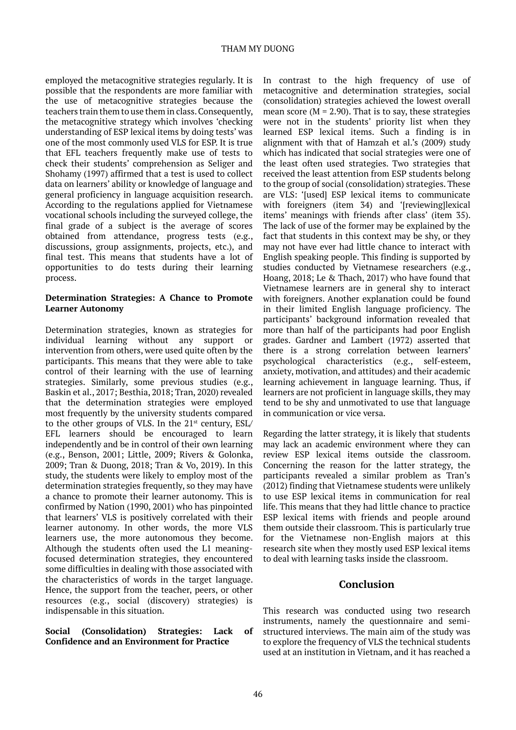employed the metacognitive strategies regularly. It is possible that the respondents are more familiar with the use of metacognitive strategies because the teachers train them to use them in class. Consequently, the metacognitive strategy which involves 'checking understanding of ESP lexical items by doing tests' was one of the most commonly used VLS for ESP. It is true that EFL teachers frequently make use of tests to check their students' comprehension as Seliger and Shohamy (1997) affirmed that a test is used to collect data on learners' ability or knowledge of language and general proficiency in language acquisition research. According to the regulations applied for Vietnamese vocational schools including the surveyed college, the final grade of a subject is the average of scores obtained from attendance, progress tests (e.g., discussions, group assignments, projects, etc.), and final test. This means that students have a lot of opportunities to do tests during their learning process.

**Determination Strategies: A Chance to Promote Learner Autonomy**

Determination strategies, known as strategies for individual learning without any support or intervention from others, were used quite often by the participants. This means that they were able to take control of their learning with the use of learning strategies. Similarly, some previous studies (e.g., Baskin et al., 2017; Besthia, 2018; Tran, 2020) revealed that the determination strategies were employed most frequently by the university students compared to the other groups of VLS. In the 21st century, ESL/EFL learners should be encouraged to learn independently and be in control of their own learning (e.g., Benson, 2001; Little, 2009; Rivers & Golonka, 2009; Tran & Duong, 2018; Tran & Vo, 2019). In this study, the students were likely to employ most of the determination strategies frequently, so they may have a chance to promote their learner autonomy. This is confirmed by Nation (1990, 2001) who has pinpointed that learners' VLS is positively correlated with their learner autonomy. In other words, the more VLS learners use, the more autonomous they become. Although the students often used the L1 meaning-focused determination strategies, they encountered some difficulties in dealing with those associated with the characteristics of words in the target language. Hence, the support from the teacher, peers, or other resources (e.g., social (discovery) strategies) is indispensable in this situation.

**Social (Consolidation) Strategies: Lack of Confidence and an Environment for Practice**

In contrast to the high frequency of use of metacognitive and determination strategies, social (consolidation) strategies achieved the lowest overall mean score ($M = 2.90$). That is to say, these strategies were not in the students' priority list when they learned ESP lexical items. Such a finding is in alignment with that of Hamzah et al.'s (2009) study which has indicated that social strategies were one of the least often used strategies. Two strategies that received the least attention from ESP students belong to the group of social (consolidation) strategies. These are VLS: '[used] ESP lexical items to communicate with foreigners (item 34) and '[reviewing]lexical items' meanings with friends after class' (item 35). The lack of use of the former may be explained by the fact that students in this context may be shy, or they may not have ever had little chance to interact with English speaking people. This finding is supported by studies conducted by Vietnamese researchers (e.g., Hoang, 2018; Le & Thach, 2017) who have found that Vietnamese learners are in general shy to interact with foreigners. Another explanation could be found in their limited English language proficiency. The participants' background information revealed that more than half of the participants had poor English grades. Gardner and Lambert (1972) asserted that there is a strong correlation between learners' psychological characteristics (e.g., self-esteem, anxiety, motivation, and attitudes) and their academic learning achievement in language learning. Thus, if learners are not proficient in language skills, they may tend to be shy and unmotivated to use that language in communication or vice versa.

Regarding the latter strategy, it is likely that students may lack an academic environment where they can review ESP lexical items outside the classroom. Concerning the reason for the latter strategy, the participants revealed a similar problem as Tran's (2012) finding that Vietnamese students were unlikely to use ESP lexical items in communication for real life. This means that they had little chance to practice ESP lexical items with friends and people around them outside their classroom. This is particularly true for the Vietnamese non-English majors at this research site when they mostly used ESP lexical items to deal with learning tasks inside the classroom.

## Conclusion

This research was conducted using two research instruments, namely the questionnaire and semi-structured interviews. The main aim of the study was to explore the frequency of VLS the technical students used at an institution in Vietnam, and it has reached a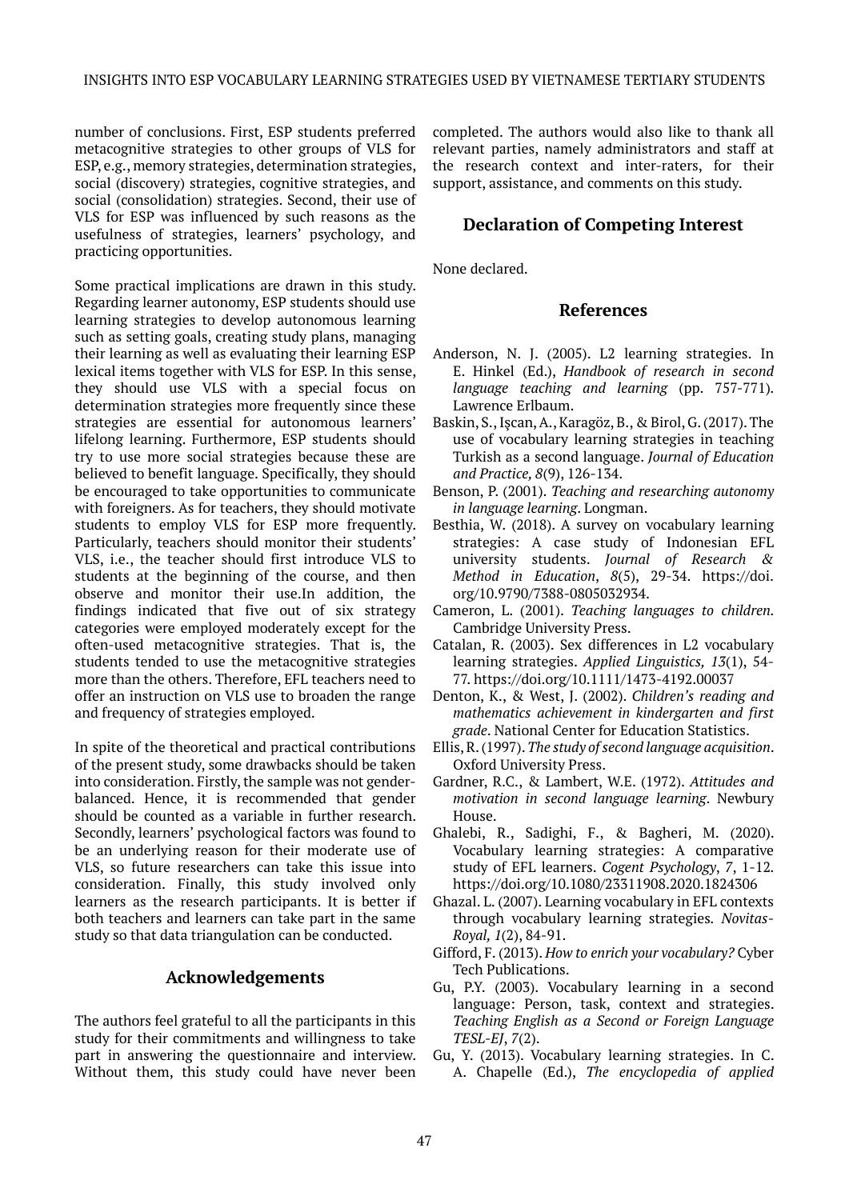number of conclusions. First, ESP students preferred metacognitive strategies to other groups of VLS for ESP, e.g., memory strategies, determination strategies, social (discovery) strategies, cognitive strategies, and social (consolidation) strategies. Second, their use of VLS for ESP was influenced by such reasons as the usefulness of strategies, learners' psychology, and practicing opportunities.

Some practical implications are drawn in this study. Regarding learner autonomy, ESP students should use learning strategies to develop autonomous learning such as setting goals, creating study plans, managing their learning as well as evaluating their learning ESP lexical items together with VLS for ESP. In this sense, they should use VLS with a special focus on determination strategies more frequently since these strategies are essential for autonomous learners' lifelong learning. Furthermore, ESP students should try to use more social strategies because these are believed to benefit language. Specifically, they should be encouraged to take opportunities to communicate with foreigners. As for teachers, they should motivate students to employ VLS for ESP more frequently. Particularly, teachers should monitor their students' VLS, i.e., the teacher should first introduce VLS to students at the beginning of the course, and then observe and monitor their use.In addition, the findings indicated that five out of six strategy categories were employed moderately except for the often-used metacognitive strategies. That is, the students tended to use the metacognitive strategies more than the others. Therefore, EFL teachers need to offer an instruction on VLS use to broaden the range and frequency of strategies employed.

In spite of the theoretical and practical contributions of the present study, some drawbacks should be taken into consideration. Firstly, the sample was not gender-balanced. Hence, it is recommended that gender should be counted as a variable in further research. Secondly, learners' psychological factors was found to be an underlying reason for their moderate use of VLS, so future researchers can take this issue into consideration. Finally, this study involved only learners as the research participants. It is better if both teachers and learners can take part in the same study so that data triangulation can be conducted.

## Acknowledgements

The authors feel grateful to all the participants in this study for their commitments and willingness to take part in answering the questionnaire and interview. Without them, this study could have never been completed. The authors would also like to thank all relevant parties, namely administrators and staff at the research context and inter-raters, for their support, assistance, and comments on this study.

## Declaration of Competing Interest

None declared.

## References

Anderson, N. J. (2005). L2 learning strategies. In E. Hinkel (Ed.), *Handbook of research in second language teaching and learning* (pp. 757-771). Lawrence Erlbaum.

Baskin, S., Işçan, A., Karagöz, B., & Birol, G. (2017). The use of vocabulary learning strategies in teaching Turkish as a second language. *Journal of Education and Practice, 8*(9), 126-134.

Benson, P. (2001). *Teaching and researching autonomy in language learning*. Longman.

Besthia, W. (2018). A survey on vocabulary learning strategies: A case study of Indonesian EFL university students. *Journal of Research & Method in Education*, *8*(5), 29-34. https://doi.org/10.9790/7388-0805032934.

Cameron, L. (2001). *Teaching languages to children.* Cambridge University Press.

Catalan, R. (2003). Sex differences in L2 vocabulary learning strategies. *Applied Linguistics, 13*(1), 54-77. https://doi.org/10.1111/1473-4192.00037

Denton, K., & West, J. (2002). *Children's reading and mathematics achievement in kindergarten and first grade*. National Center for Education Statistics.

Ellis, R. (1997). *The study of second language acquisition*. Oxford University Press.

Gardner, R.C., & Lambert, W.E. (1972). *Attitudes and motivation in second language learning*. Newbury House.

Ghalebi, R., Sadighi, F., & Bagheri, M. (2020). Vocabulary learning strategies: A comparative study of EFL learners. *Cogent Psychology*, *7*, 1-12. https://doi.org/10.1080/23311908.2020.1824306

Ghazal. L. (2007). Learning vocabulary in EFL contexts through vocabulary learning strategies*. Novitas-Royal, 1*(2), 84-91.

Gifford, F. (2013). *How to enrich your vocabulary?* Cyber Tech Publications.

Gu, P.Y. (2003). Vocabulary learning in a second language: Person, task, context and strategies. *Teaching English as a Second or Foreign Language TESL-EJ*, *7*(2).

Gu, Y. (2013). Vocabulary learning strategies. In C. A. Chapelle (Ed.), *The encyclopedia of applied*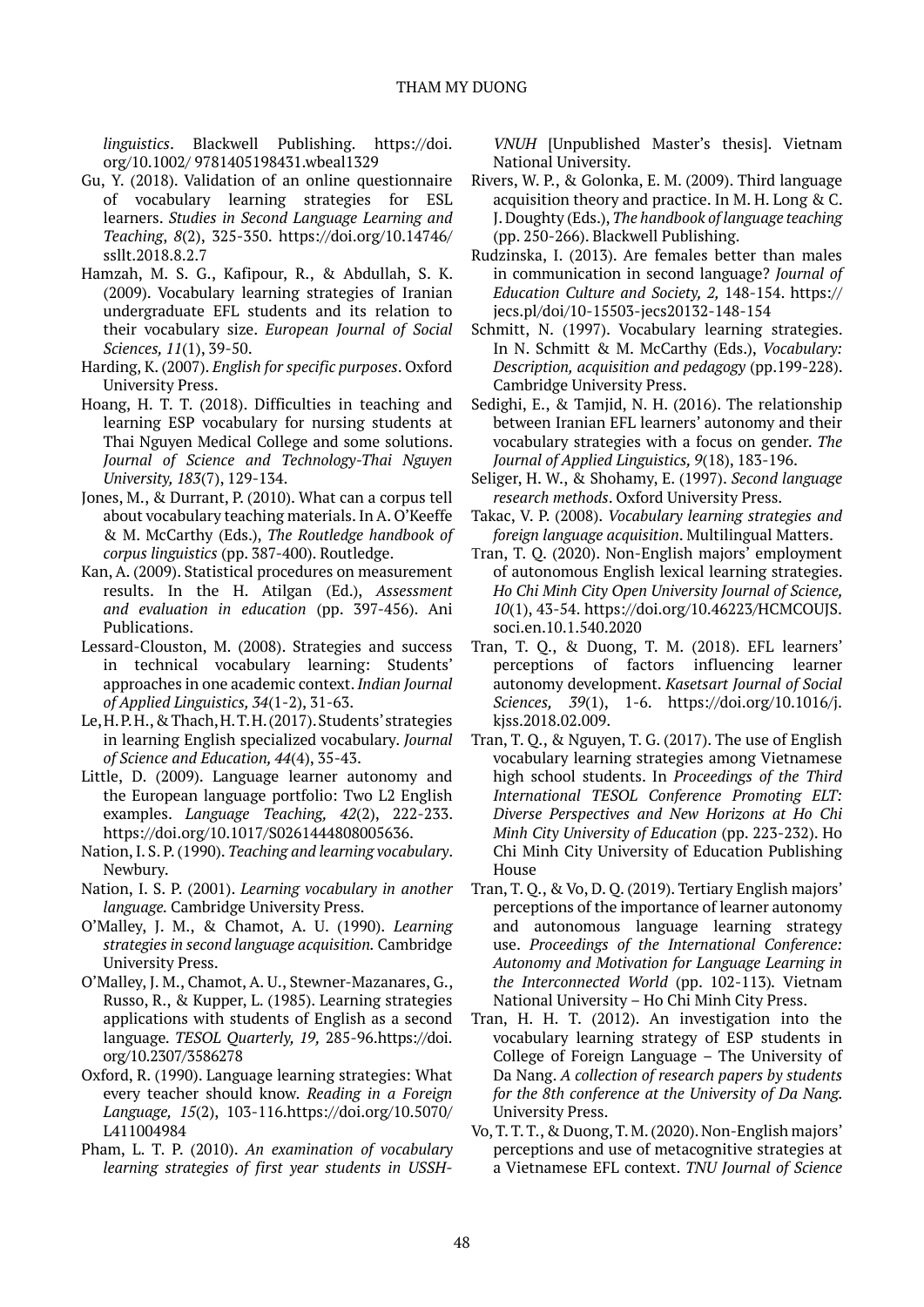*linguistics*. Blackwell Publishing. https://doi.org/10.1002/ 9781405198431.wbeal1329

Gu, Y. (2018). Validation of an online questionnaire of vocabulary learning strategies for ESL learners. *Studies in Second Language Learning and Teaching*, *8*(2), 325-350. https://doi.org/10.14746/ssllt.2018.8.2.7

Hamzah, M. S. G., Kafipour, R., & Abdullah, S. K. (2009). Vocabulary learning strategies of Iranian undergraduate EFL students and its relation to their vocabulary size. *European Journal of Social Sciences, 11*(1), 39-50.

Harding, K. (2007). *English for specific purposes*. Oxford University Press.

Hoang, H. T. T. (2018). Difficulties in teaching and learning ESP vocabulary for nursing students at Thai Nguyen Medical College and some solutions. *Journal of Science and Technology-Thai Nguyen University, 183*(7), 129-134.

Jones, M., & Durrant, P. (2010). What can a corpus tell about vocabulary teaching materials. In A. O'Keeffe & M. McCarthy (Eds.), *The Routledge handbook of corpus linguistics* (pp. 387-400). Routledge.

Kan, A. (2009). Statistical procedures on measurement results. In the H. Atilgan (Ed.), *Assessment and evaluation in education* (pp. 397-456). Ani Publications.

Lessard-Clouston, M. (2008). Strategies and success in technical vocabulary learning: Students' approaches in one academic context. *Indian Journal of Applied Linguistics, 34*(1-2), 31-63.

Le, H. P. H., & Thach, H. T. H. (2017). Students' strategies in learning English specialized vocabulary. *Journal of Science and Education, 44*(4), 35-43.

Little, D. (2009). Language learner autonomy and the European language portfolio: Two L2 English examples. *Language Teaching, 42*(2), 222-233. https://doi.org/10.1017/S0261444808005636.

Nation, I. S. P. (1990). *Teaching and learning vocabulary*. Newbury.

Nation, I. S. P. (2001). *Learning vocabulary in another language.* Cambridge University Press.

O'Malley, J. M., & Chamot, A. U. (1990). *Learning strategies in second language acquisition.* Cambridge University Press.

O'Malley, J. M., Chamot, A. U., Stewner-Mazanares, G., Russo, R., & Kupper, L. (1985). Learning strategies applications with students of English as a second language. *TESOL Quarterly, 19,* 285-96.https://doi.org/10.2307/3586278

Oxford, R. (1990). Language learning strategies: What every teacher should know. *Reading in a Foreign Language, 15*(2), 103-116.https://doi.org/10.5070/L411004984

Pham, L. T. P. (2010). *An examination of vocabulary learning strategies of first year students in USSH-VNUH* [Unpublished Master's thesis]. Vietnam National University.

Rivers, W. P., & Golonka, E. M. (2009). Third language acquisition theory and practice. In M. H. Long & C. J. Doughty (Eds.), *The handbook of language teaching* (pp. 250-266). Blackwell Publishing.

Rudzinska, I. (2013). Are females better than males in communication in second language? *Journal of Education Culture and Society, 2,* 148-154. https://jecs.pl/doi/10-15503-jecs20132-148-154

Schmitt, N. (1997). Vocabulary learning strategies. In N. Schmitt & M. McCarthy (Eds.), *Vocabulary: Description, acquisition and pedagogy* (pp.199-228). Cambridge University Press.

Sedighi, E., & Tamjid, N. H. (2016). The relationship between Iranian EFL learners' autonomy and their vocabulary strategies with a focus on gender. *The Journal of Applied Linguistics, 9*(18), 183-196.

Seliger, H. W., & Shohamy, E. (1997). *Second language research methods*. Oxford University Press.

Takac, V. P. (2008). *Vocabulary learning strategies and foreign language acquisition*. Multilingual Matters.

Tran, T. Q. (2020). Non-English majors' employment of autonomous English lexical learning strategies. *Ho Chi Minh City Open University Journal of Science, 10*(1), 43-54. https://doi.org/10.46223/HCMCOUJS.soci.en.10.1.540.2020

Tran, T. Q., & Duong, T. M. (2018). EFL learners' perceptions of factors influencing learner autonomy development. *Kasetsart Journal of Social Sciences, 39*(1), 1-6. https://doi.org/10.1016/j.kjss.2018.02.009.

Tran, T. Q., & Nguyen, T. G. (2017). The use of English vocabulary learning strategies among Vietnamese high school students. In *Proceedings of the Third International TESOL Conference Promoting ELT: Diverse Perspectives and New Horizons at Ho Chi Minh City University of Education* (pp. 223-232). Ho Chi Minh City University of Education Publishing House

Tran, T. Q., & Vo, D. Q. (2019). Tertiary English majors' perceptions of the importance of learner autonomy and autonomous language learning strategy use. *Proceedings of the International Conference: Autonomy and Motivation for Language Learning in the Interconnected World* (pp. 102-113)*.* Vietnam National University – Ho Chi Minh City Press.

Tran, H. H. T. (2012). An investigation into the vocabulary learning strategy of ESP students in College of Foreign Language – The University of Da Nang. *A collection of research papers by students for the 8th conference at the University of Da Nang.* University Press.

Vo, T. T. T., & Duong, T. M. (2020). Non-English majors' perceptions and use of metacognitive strategies at a Vietnamese EFL context. *TNU Journal of Science*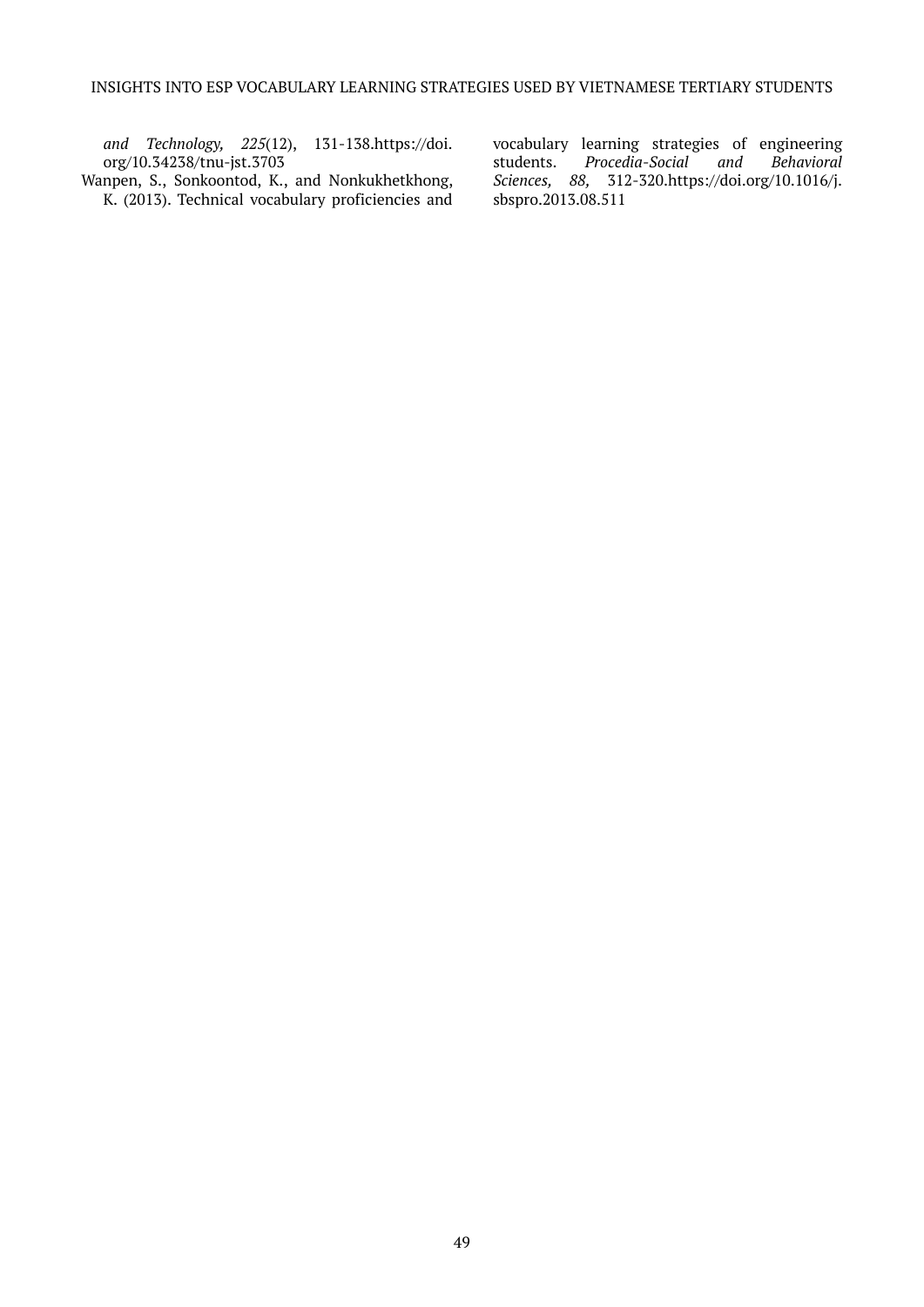*and Technology, 225*(12), 131-138.https://doi.org/10.34238/tnu-jst.3703

Wanpen, S., Sonkoontod, K., and Nonkukhetkhong, K. (2013). Technical vocabulary proficiencies and vocabulary learning strategies of engineering students. *Procedia-Social and Behavioral Sciences, 88,* 312-320.https://doi.org/10.1016/j.sbspro.2013.08.511